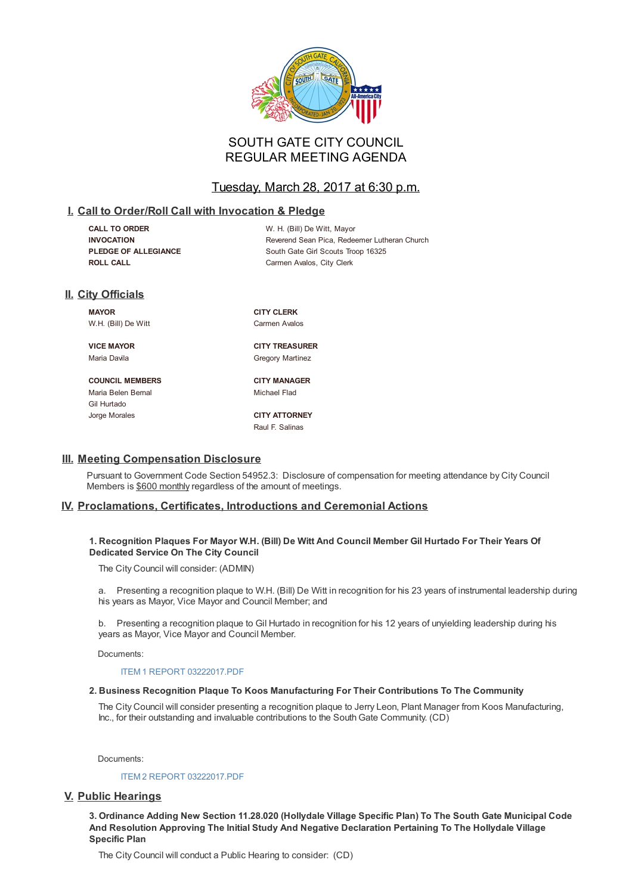# SOUTH GATE CITY COUNCIL
# REGULAR MEETING AGENDA

## Tuesday, March 28, 2017 at 6:30 p.m.

## I. Call to Order/Roll Call with Invocation & Pledge

| | |
|---|---|
| **CALL TO ORDER** | W. H. (Bill) De Witt, Mayor |
| **INVOCATION** | Reverend Sean Pica, Redeemer Lutheran Church |
| **PLEDGE OF ALLEGIANCE** | South Gate Girl Scouts Troop 16325 |
| **ROLL CALL** | Carmen Avalos, City Clerk |

## II. City Officials

**MAYOR**
W.H. (Bill) De Witt

**VICE MAYOR**
Maria Davila

**COUNCIL MEMBERS**
Maria Belen Bernal
Gil Hurtado
Jorge Morales

**CITY CLERK**
Carmen Avalos

**CITY TREASURER**
Gregory Martinez

**CITY MANAGER**
Michael Flad

**CITY ATTORNEY**
Raul F. Salinas

## III. Meeting Compensation Disclosure

Pursuant to Government Code Section 54952.3: Disclosure of compensation for meeting attendance by City Council Members is $600 monthly regardless of the amount of meetings.

## IV. Proclamations, Certificates, Introductions and Ceremonial Actions

**1. Recognition Plaques For Mayor W.H. (Bill) De Witt And Council Member Gil Hurtado For Their Years Of Dedicated Service On The City Council**

The City Council will consider: (ADMIN)

a. Presenting a recognition plaque to W.H. (Bill) De Witt in recognition for his 23 years of instrumental leadership during his years as Mayor, Vice Mayor and Council Member; and

b. Presenting a recognition plaque to Gil Hurtado in recognition for his 12 years of unyielding leadership during his years as Mayor, Vice Mayor and Council Member.

Documents:

ITEM 1 REPORT 03222017.PDF

**2. Business Recognition Plaque To Koos Manufacturing For Their Contributions To The Community**

The City Council will consider presenting a recognition plaque to Jerry Leon, Plant Manager from Koos Manufacturing, Inc., for their outstanding and invaluable contributions to the South Gate Community. (CD)

Documents:

ITEM 2 REPORT 03222017.PDF

## V. Public Hearings

**3. Ordinance Adding New Section 11.28.020 (Hollydale Village Specific Plan) To The South Gate Municipal Code And Resolution Approving The Initial Study And Negative Declaration Pertaining To The Hollydale Village Specific Plan**

The City Council will conduct a Public Hearing to consider: (CD)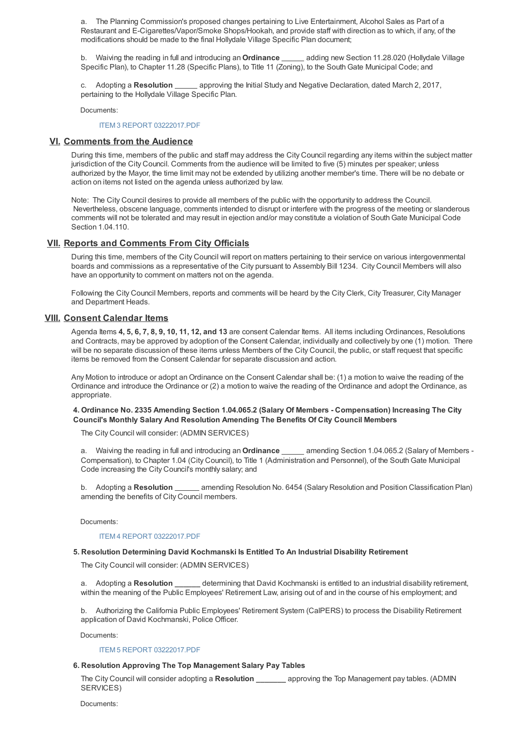a. The Planning Commission's proposed changes pertaining to Live Entertainment, Alcohol Sales as Part of a Restaurant and E-Cigarettes/Vapor/Smoke Shops/Hookah, and provide staff with direction as to which, if any, of the modifications should be made to the final Hollydale Village Specific Plan document;

b. Waiving the reading in full and introducing an **Ordinance** ______ adding new Section 11.28.020 (Hollydale Village Specific Plan), to Chapter 11.28 (Specific Plans), to Title 11 (Zoning), to the South Gate Municipal Code; and

c. Adopting a **Resolution** ______ approving the Initial Study and Negative Declaration, dated March 2, 2017, pertaining to the Hollydale Village Specific Plan.

Documents:

ITEM 3 REPORT 03222017.PDF

## VI. Comments from the Audience

During this time, members of the public and staff may address the City Council regarding any items within the subject matter jurisdiction of the City Council. Comments from the audience will be limited to five (5) minutes per speaker; unless authorized by the Mayor, the time limit may not be extended by utilizing another member's time. There will be no debate or action on items not listed on the agenda unless authorized by law.

Note: The City Council desires to provide all members of the public with the opportunity to address the Council. Nevertheless, obscene language, comments intended to disrupt or interfere with the progress of the meeting or slanderous comments will not be tolerated and may result in ejection and/or may constitute a violation of South Gate Municipal Code Section 1.04.110.

## VII. Reports and Comments From City Officials

During this time, members of the City Council will report on matters pertaining to their service on various intergovenmental boards and commissions as a representative of the City pursuant to Assembly Bill 1234. City Council Members will also have an opportunity to comment on matters not on the agenda.

Following the City Council Members, reports and comments will be heard by the City Clerk, City Treasurer, City Manager and Department Heads.

## VIII. Consent Calendar Items

Agenda Items **4, 5, 6, 7, 8, 9, 10, 11, 12, and 13** are consent Calendar Items. All items including Ordinances, Resolutions and Contracts, may be approved by adoption of the Consent Calendar, individually and collectively by one (1) motion. There will be no separate discussion of these items unless Members of the City Council, the public, or staff request that specific items be removed from the Consent Calendar for separate discussion and action.

Any Motion to introduce or adopt an Ordinance on the Consent Calendar shall be: (1) a motion to waive the reading of the Ordinance and introduce the Ordinance or (2) a motion to waive the reading of the Ordinance and adopt the Ordinance, as appropriate.

### 4. Ordinance No. 2335 Amending Section 1.04.065.2 (Salary Of Members - Compensation) Increasing The City Council's Monthly Salary And Resolution Amending The Benefits Of City Council Members

The City Council will consider: (ADMIN SERVICES)

a. Waiving the reading in full and introducing an **Ordinance** ______ amending Section 1.04.065.2 (Salary of Members - Compensation), to Chapter 1.04 (City Council), to Title 1 (Administration and Personnel), of the South Gate Municipal Code increasing the City Council's monthly salary; and

b. Adopting a **Resolution** ______ amending Resolution No. 6454 (Salary Resolution and Position Classification Plan) amending the benefits of City Council members.

Documents:

ITEM 4 REPORT 03222017.PDF

### 5. Resolution Determining David Kochmanski Is Entitled To An Industrial Disability Retirement

The City Council will consider: (ADMIN SERVICES)

a. Adopting a **Resolution ______** determining that David Kochmanski is entitled to an industrial disability retirement, within the meaning of the Public Employees' Retirement Law, arising out of and in the course of his employment; and

b. Authorizing the California Public Employees' Retirement System (CalPERS) to process the Disability Retirement application of David Kochmanski, Police Officer.

Documents:

ITEM 5 REPORT 03222017.PDF

### 6. Resolution Approving The Top Management Salary Pay Tables

The City Council will consider adopting a **Resolution _______** approving the Top Management pay tables. (ADMIN SERVICES)

Documents: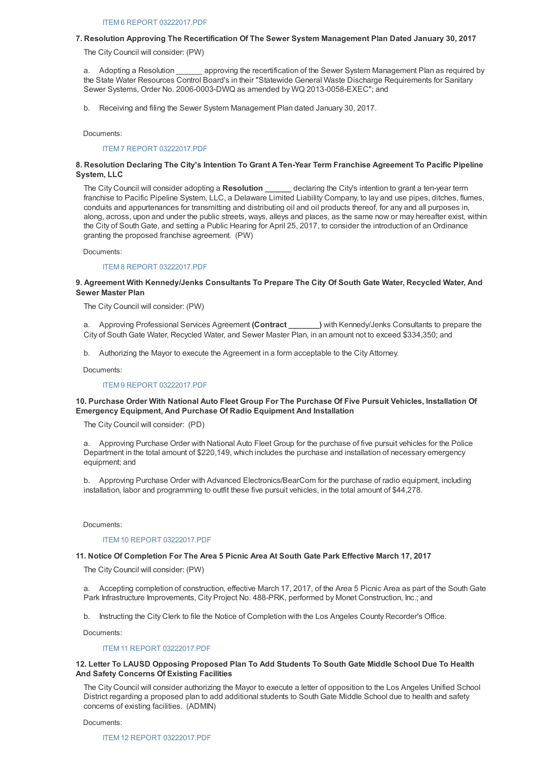ITEM 6 REPORT 03222017.PDF

**7. Resolution Approving The Recertification Of The Sewer System Management Plan Dated January 30, 2017**

The City Council will consider: (PW)

a. Adopting a Resolution ______ approving the recertification of the Sewer System Management Plan as required by the State Water Resources Control Board's in their "Statewide General Waste Discharge Requirements for Sanitary Sewer Systems, Order No. 2006-0003-DWQ as amended by WQ 2013-0058-EXEC"; and

b. Receiving and filing the Sewer System Management Plan dated January 30, 2017.

Documents:

ITEM 7 REPORT 03222017.PDF

**8. Resolution Declaring The City's Intention To Grant A Ten-Year Term Franchise Agreement To Pacific Pipeline System, LLC**

The City Council will consider adopting a **Resolution ______** declaring the City's intention to grant a ten-year term franchise to Pacific Pipeline System, LLC, a Delaware Limited Liability Company, to lay and use pipes, ditches, flumes, conduits and appurtenances for transmitting and distributing oil and oil products thereof, for any and all purposes in, along, across, upon and under the public streets, ways, alleys and places, as the same now or may hereafter exist, within the City of South Gate, and setting a Public Hearing for April 25, 2017, to consider the introduction of an Ordinance granting the proposed franchise agreement. (PW)

Documents:

ITEM 8 REPORT 03222017.PDF

**9. Agreement With Kennedy/Jenks Consultants To Prepare The City Of South Gate Water, Recycled Water, And Sewer Master Plan**

The City Council will consider: (PW)

a. Approving Professional Services Agreement **(Contract _______)** with Kennedy/Jenks Consultants to prepare the City of South Gate Water, Recycled Water, and Sewer Master Plan, in an amount not to exceed $334,350; and

b. Authorizing the Mayor to execute the Agreement in a form acceptable to the City Attorney.

Documents:

ITEM 9 REPORT 03222017.PDF

**10. Purchase Order With National Auto Fleet Group For The Purchase Of Five Pursuit Vehicles, Installation Of Emergency Equipment, And Purchase Of Radio Equipment And Installation**

The City Council will consider: (PD)

a. Approving Purchase Order with National Auto Fleet Group for the purchase of five pursuit vehicles for the Police Department in the total amount of $220,149, which includes the purchase and installation of necessary emergency equipment; and

b. Approving Purchase Order with Advanced Electronics/BearCom for the purchase of radio equipment, including installation, labor and programming to outfit these five pursuit vehicles, in the total amount of $44,278.

Documents:

ITEM 10 REPORT 03222017.PDF

**11. Notice Of Completion For The Area 5 Picnic Area At South Gate Park Effective March 17, 2017**

The City Council will consider: (PW)

a. Accepting completion of construction, effective March 17, 2017, of the Area 5 Picnic Area as part of the South Gate Park Infrastructure Improvements, City Project No. 488-PRK, performed by Monet Construction, Inc.; and

b. Instructing the City Clerk to file the Notice of Completion with the Los Angeles County Recorder's Office.

Documents:

ITEM 11 REPORT 03222017.PDF

**12. Letter To LAUSD Opposing Proposed Plan To Add Students To South Gate Middle School Due To Health And Safety Concerns Of Existing Facilities**

The City Council will consider authorizing the Mayor to execute a letter of opposition to the Los Angeles Unified School District regarding a proposed plan to add additional students to South Gate Middle School due to health and safety concerns of existing facilities. (ADMIN)

Documents:

ITEM 12 REPORT 03222017.PDF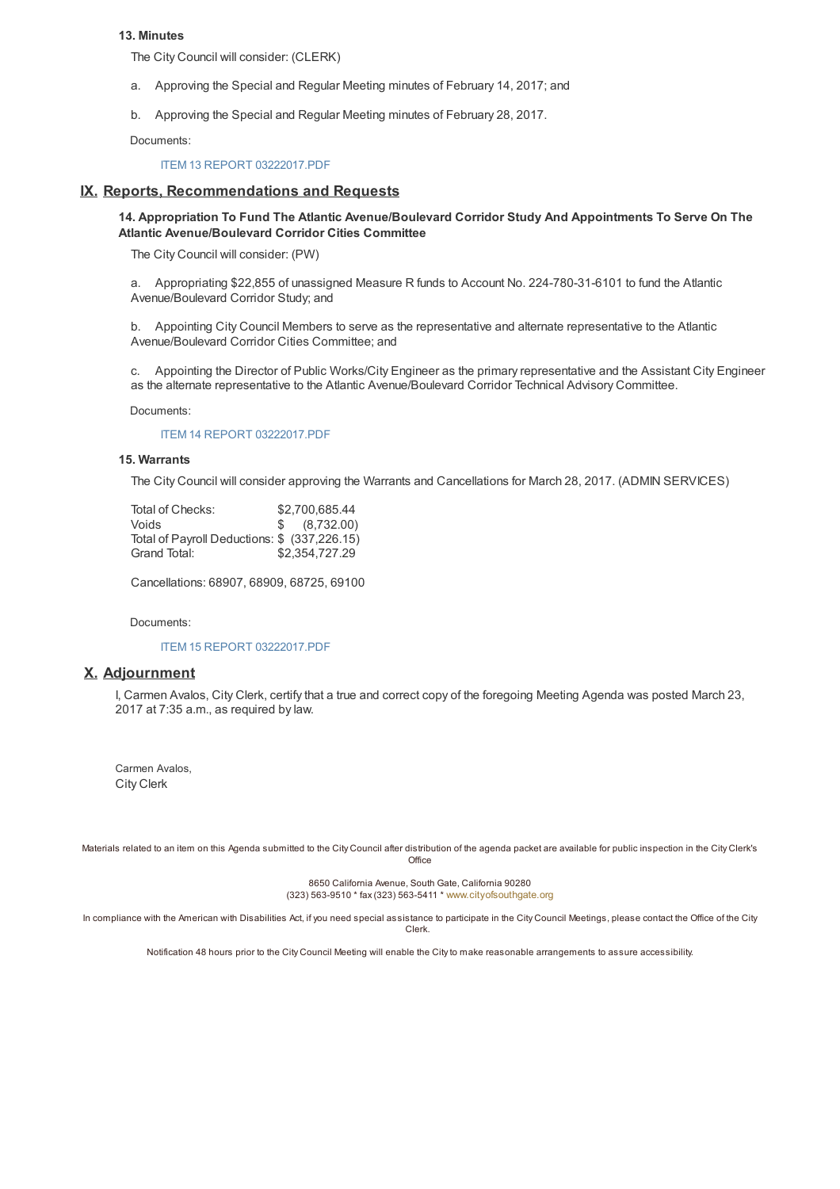### 13. Minutes

The City Council will consider: (CLERK)

a. Approving the Special and Regular Meeting minutes of February 14, 2017; and

b. Approving the Special and Regular Meeting minutes of February 28, 2017.

Documents:

ITEM 13 REPORT 03222017.PDF

## IX. Reports, Recommendations and Requests

### 14. Appropriation To Fund The Atlantic Avenue/Boulevard Corridor Study And Appointments To Serve On The Atlantic Avenue/Boulevard Corridor Cities Committee

The City Council will consider: (PW)

a. Appropriating $22,855 of unassigned Measure R funds to Account No. 224-780-31-6101 to fund the Atlantic Avenue/Boulevard Corridor Study; and

b. Appointing City Council Members to serve as the representative and alternate representative to the Atlantic Avenue/Boulevard Corridor Cities Committee; and

c. Appointing the Director of Public Works/City Engineer as the primary representative and the Assistant City Engineer as the alternate representative to the Atlantic Avenue/Boulevard Corridor Technical Advisory Committee.

Documents:

ITEM 14 REPORT 03222017.PDF

### 15. Warrants

The City Council will consider approving the Warrants and Cancellations for March 28, 2017. (ADMIN SERVICES)

| | |
|---|---|
| Total of Checks: | $2,700,685.44 |
| Voids | $ (8,732.00) |
| Total of Payroll Deductions: | $ (337,226.15) |
| Grand Total: | $2,354,727.29 |

Cancellations: 68907, 68909, 68725, 69100

Documents:

ITEM 15 REPORT 03222017.PDF

## X. Adjournment

I, Carmen Avalos, City Clerk, certify that a true and correct copy of the foregoing Meeting Agenda was posted March 23, 2017 at 7:35 a.m., as required by law.

Carmen Avalos,
City Clerk

Materials related to an item on this Agenda submitted to the City Council after distribution of the agenda packet are available for public inspection in the City Clerk's Office

8650 California Avenue, South Gate, California 90280
(323) 563-9510 * fax (323) 563-5411 * www.cityofsouthgate.org

In compliance with the American with Disabilities Act, if you need special assistance to participate in the City Council Meetings, please contact the Office of the City Clerk.

Notification 48 hours prior to the City Council Meeting will enable the City to make reasonable arrangements to assure accessibility.